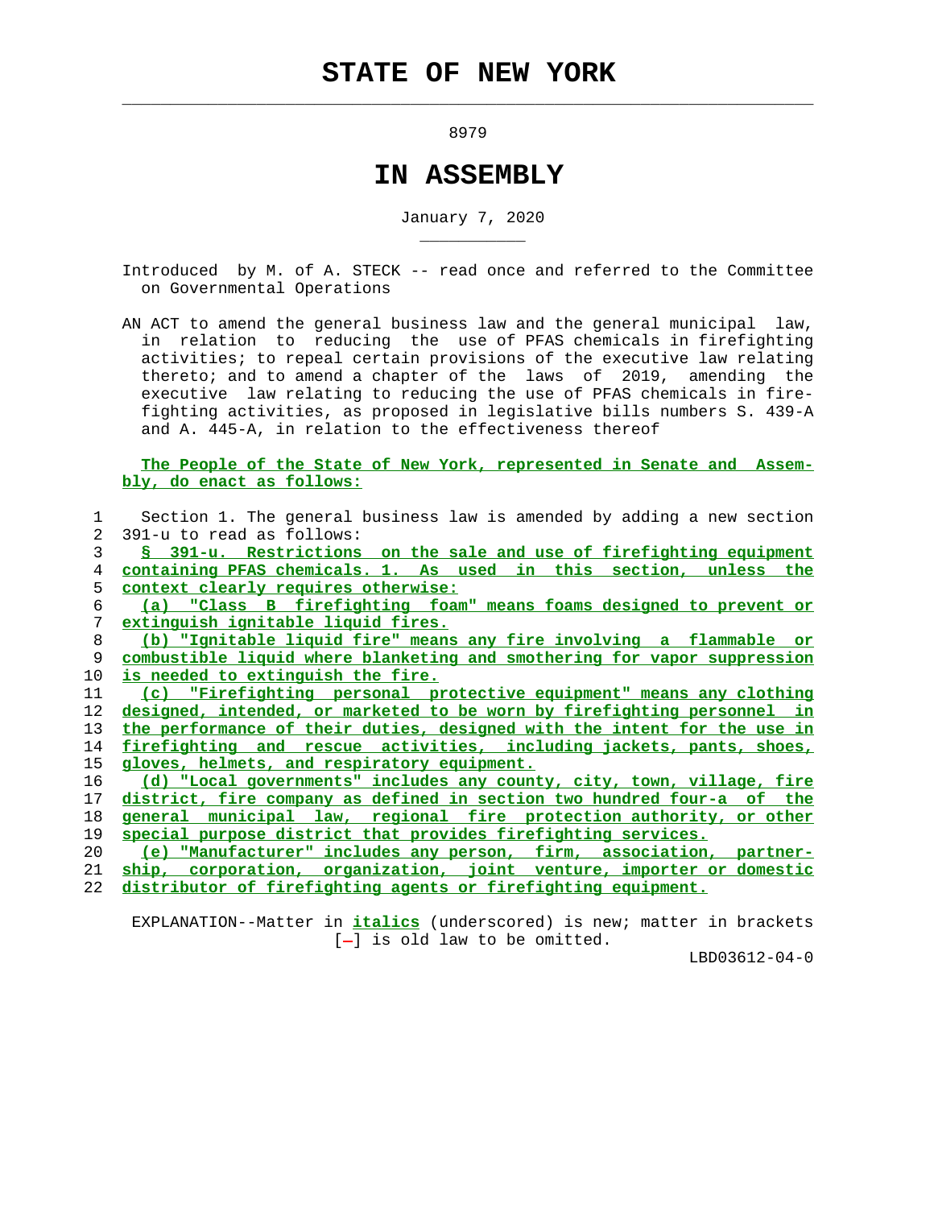# STATE OF NEW YORK

8979

# IN ASSEMBLY

January 7, 2020

Introduced by M. of A. STECK -- read once and referred to the Committee on Governmental Operations

AN ACT to amend the general business law and the general municipal law, in relation to reducing the use of PFAS chemicals in firefighting activities; to repeal certain provisions of the executive law relating thereto; and to amend a chapter of the laws of 2019, amending the executive law relating to reducing the use of PFAS chemicals in firefighting activities, as proposed in legislative bills numbers S. 439-A and A. 445-A, in relation to the effectiveness thereof

**The People of the State of New York, represented in Senate and Assembly, do enact as follows:**

1 Section 1. The general business law is amended by adding a new section
2 391-u to read as follows:
3 *§ 391-u. Restrictions on the sale and use of firefighting equipment*
4 *containing PFAS chemicals. 1. As used in this section, unless the*
5 *context clearly requires otherwise:*
6 *(a) "Class B firefighting foam" means foams designed to prevent or*
7 *extinguish ignitable liquid fires.*
8 *(b) "Ignitable liquid fire" means any fire involving a flammable or*
9 *combustible liquid where blanketing and smothering for vapor suppression*
10 *is needed to extinguish the fire.*
11 *(c) "Firefighting personal protective equipment" means any clothing*
12 *designed, intended, or marketed to be worn by firefighting personnel in*
13 *the performance of their duties, designed with the intent for the use in*
14 *firefighting and rescue activities, including jackets, pants, shoes,*
15 *gloves, helmets, and respiratory equipment.*
16 *(d) "Local governments" includes any county, city, town, village, fire*
17 *district, fire company as defined in section two hundred four-a of the*
18 *general municipal law, regional fire protection authority, or other*
19 *special purpose district that provides firefighting services.*
20 *(e) "Manufacturer" includes any person, firm, association, partner-*
21 *ship, corporation, organization, joint venture, importer or domestic*
22 *distributor of firefighting agents or firefighting equipment.*

EXPLANATION--Matter in *italics* (underscored) is new; matter in brackets [-] is old law to be omitted.

LBD03612-04-0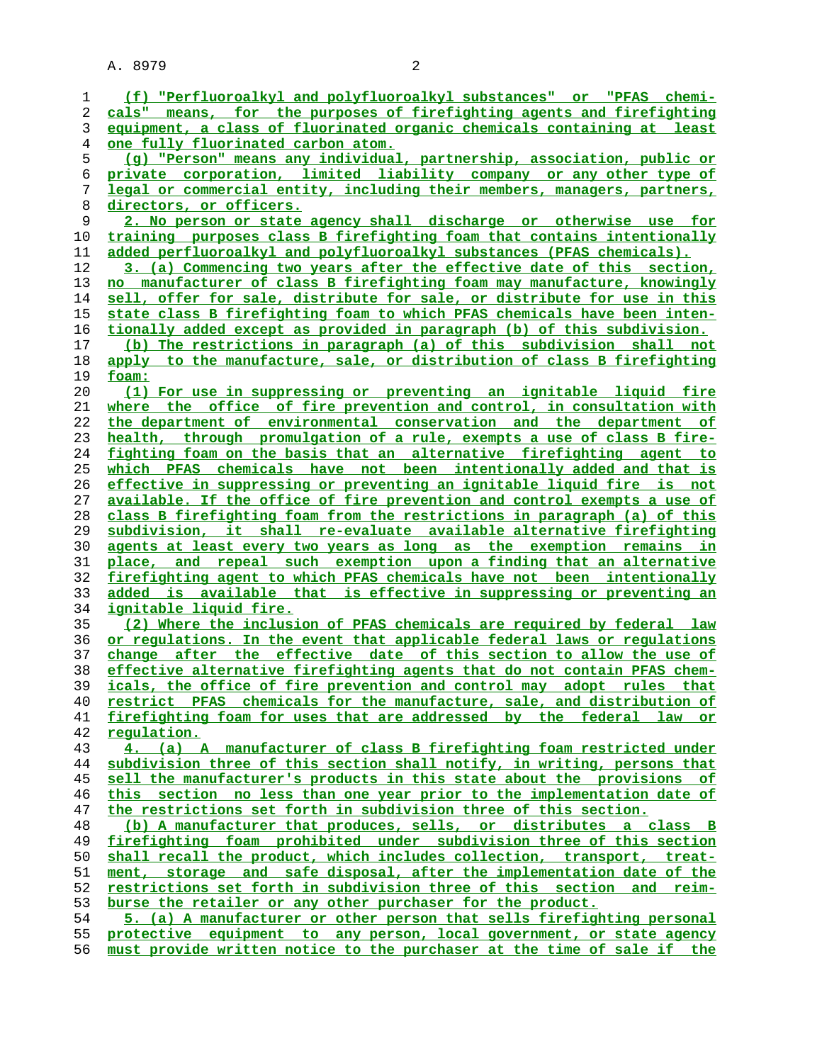(f) "Perfluoroalkyl and polyfluoroalkyl substances" or "PFAS chemicals" means, for the purposes of firefighting agents and firefighting equipment, a class of fluorinated organic chemicals containing at least one fully fluorinated carbon atom.

(g) "Person" means any individual, partnership, association, public or private corporation, limited liability company or any other type of legal or commercial entity, including their members, managers, partners, directors, or officers.

2. No person or state agency shall discharge or otherwise use for training purposes class B firefighting foam that contains intentionally added perfluoroalkyl and polyfluoroalkyl substances (PFAS chemicals).

3. (a) Commencing two years after the effective date of this section, no manufacturer of class B firefighting foam may manufacture, knowingly sell, offer for sale, distribute for sale, or distribute for use in this state class B firefighting foam to which PFAS chemicals have been intentionally added except as provided in paragraph (b) of this subdivision.

(b) The restrictions in paragraph (a) of this subdivision shall not apply to the manufacture, sale, or distribution of class B firefighting foam:

(1) For use in suppressing or preventing an ignitable liquid fire where the office of fire prevention and control, in consultation with the department of environmental conservation and the department of health, through promulgation of a rule, exempts a use of class B firefighting foam on the basis that an alternative firefighting agent to which PFAS chemicals have not been intentionally added and that is effective in suppressing or preventing an ignitable liquid fire is not available. If the office of fire prevention and control exempts a use of class B firefighting foam from the restrictions in paragraph (a) of this subdivision, it shall re-evaluate available alternative firefighting agents at least every two years as long as the exemption remains in place, and repeal such exemption upon a finding that an alternative firefighting agent to which PFAS chemicals have not been intentionally added is available that is effective in suppressing or preventing an ignitable liquid fire.

(2) Where the inclusion of PFAS chemicals are required by federal law or regulations. In the event that applicable federal laws or regulations change after the effective date of this section to allow the use of effective alternative firefighting agents that do not contain PFAS chemicals, the office of fire prevention and control may adopt rules that restrict PFAS chemicals for the manufacture, sale, and distribution of firefighting foam for uses that are addressed by the federal law or regulation.

4. (a) A manufacturer of class B firefighting foam restricted under subdivision three of this section shall notify, in writing, persons that sell the manufacturer's products in this state about the provisions of this section no less than one year prior to the implementation date of the restrictions set forth in subdivision three of this section.

(b) A manufacturer that produces, sells, or distributes a class B firefighting foam prohibited under subdivision three of this section shall recall the product, which includes collection, transport, treatment, storage and safe disposal, after the implementation date of the restrictions set forth in subdivision three of this section and reimburse the retailer or any other purchaser for the product.

5. (a) A manufacturer or other person that sells firefighting personal protective equipment to any person, local government, or state agency must provide written notice to the purchaser at the time of sale if the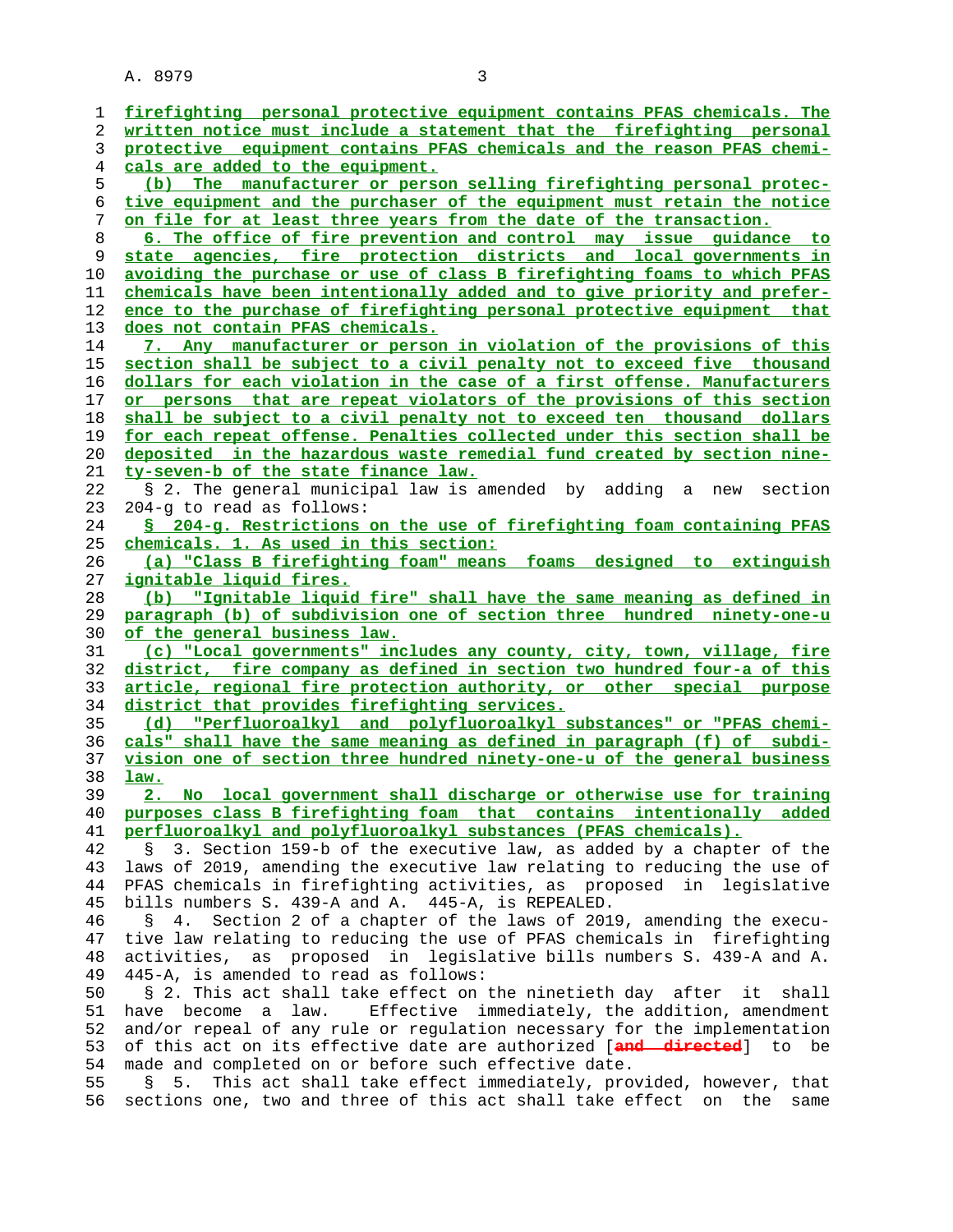firefighting personal protective equipment contains PFAS chemicals. The written notice must include a statement that the firefighting personal protective equipment contains PFAS chemicals and the reason PFAS chemicals are added to the equipment.

(b) The manufacturer or person selling firefighting personal protective equipment and the purchaser of the equipment must retain the notice on file for at least three years from the date of the transaction.

6. The office of fire prevention and control may issue guidance to state agencies, fire protection districts and local governments in avoiding the purchase or use of class B firefighting foams to which PFAS chemicals have been intentionally added and to give priority and preference to the purchase of firefighting personal protective equipment that does not contain PFAS chemicals.

7. Any manufacturer or person in violation of the provisions of this section shall be subject to a civil penalty not to exceed five thousand dollars for each violation in the case of a first offense. Manufacturers or persons that are repeat violators of the provisions of this section shall be subject to a civil penalty not to exceed ten thousand dollars for each repeat offense. Penalties collected under this section shall be deposited in the hazardous waste remedial fund created by section ninety-seven-b of the state finance law.

§ 2. The general municipal law is amended by adding a new section 204-g to read as follows:

§ 204-g. Restrictions on the use of firefighting foam containing PFAS chemicals. 1. As used in this section:

(a) "Class B firefighting foam" means foams designed to extinguish ignitable liquid fires.

(b) "Ignitable liquid fire" shall have the same meaning as defined in paragraph (b) of subdivision one of section three hundred ninety-one-u of the general business law.

(c) "Local governments" includes any county, city, town, village, fire district, fire company as defined in section two hundred four-a of this article, regional fire protection authority, or other special purpose district that provides firefighting services.

(d) "Perfluoroalkyl and polyfluoroalkyl substances" or "PFAS chemicals" shall have the same meaning as defined in paragraph (f) of subdivision one of section three hundred ninety-one-u of the general business law.

2. No local government shall discharge or otherwise use for training purposes class B firefighting foam that contains intentionally added perfluoroalkyl and polyfluoroalkyl substances (PFAS chemicals).

§ 3. Section 159-b of the executive law, as added by a chapter of the laws of 2019, amending the executive law relating to reducing the use of PFAS chemicals in firefighting activities, as proposed in legislative bills numbers S. 439-A and A. 445-A, is REPEALED.

§ 4. Section 2 of a chapter of the laws of 2019, amending the executive law relating to reducing the use of PFAS chemicals in firefighting activities, as proposed in legislative bills numbers S. 439-A and A. 445-A, is amended to read as follows:

§ 2. This act shall take effect on the ninetieth day after it shall have become a law. Effective immediately, the addition, amendment and/or repeal of any rule or regulation necessary for the implementation of this act on its effective date are authorized [~~and directed~~] to be made and completed on or before such effective date.

§ 5. This act shall take effect immediately, provided, however, that sections one, two and three of this act shall take effect on the same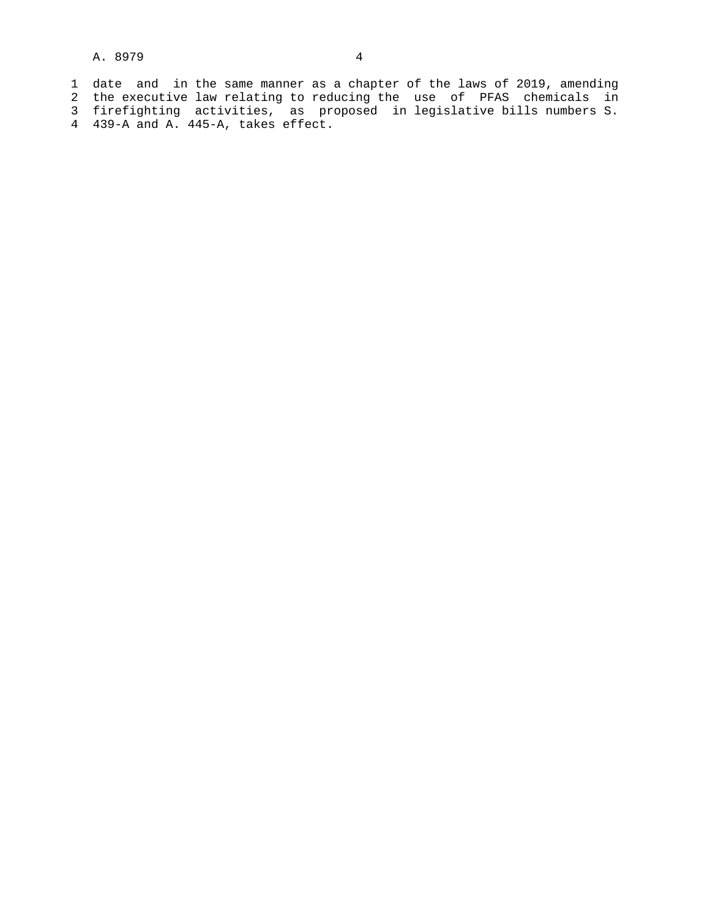date and in the same manner as a chapter of the laws of 2019, amending the executive law relating to reducing the use of PFAS chemicals in firefighting activities, as proposed in legislative bills numbers S. 439-A and A. 445-A, takes effect.